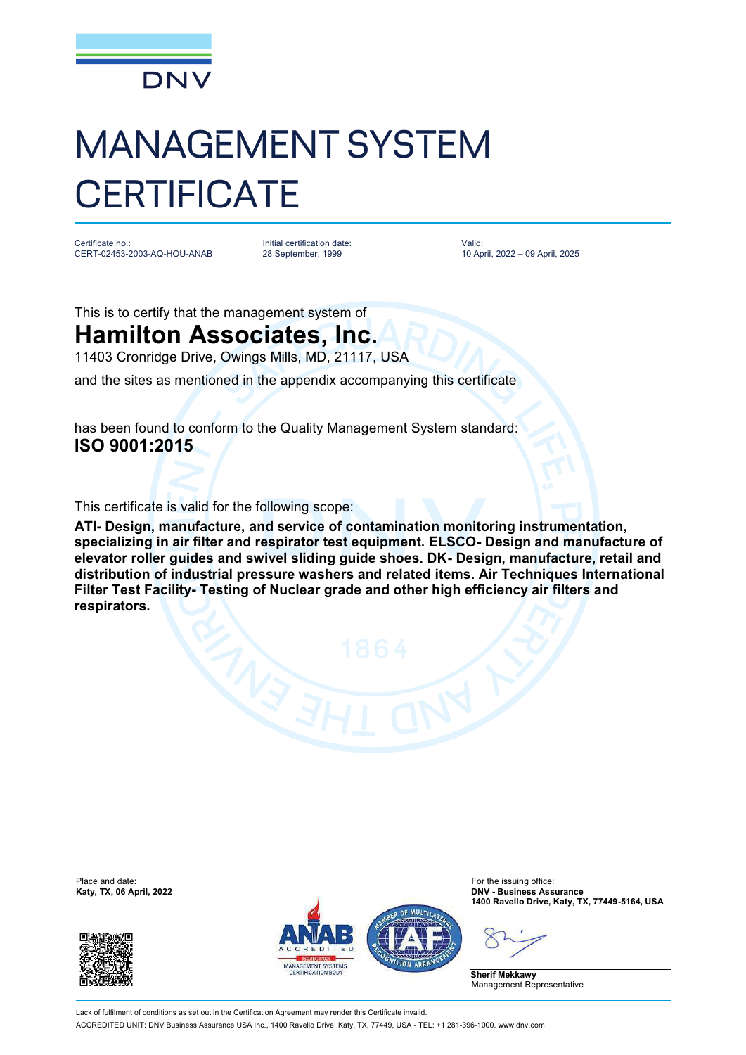DNV

# MANAGEMENT SYSTEM CERTIFICATE

| Certificate no.: | Initial certification date: | Valid: |
| --- | --- | --- |
| CERT-02453-2003-AQ-HOU-ANAB | 28 September, 1999 | 10 April, 2022 – 09 April, 2025 |

This is to certify that the management system of

## Hamilton Associates, Inc.

11403 Cronridge Drive, Owings Mills, MD, 21117, USA

and the sites as mentioned in the appendix accompanying this certificate

has found to conform to the Quality Management System standard:

**ISO 9001:2015**

This certificate is valid for the following scope:

**ATI- Design, manufacture, and service of contamination monitoring instrumentation, specializing in air filter and respirator test equipment. ELSCO- Design and manufacture of elevator roller guides and swivel sliding guide shoes. DK- Design, manufacture, retail and distribution of industrial pressure washers and related items. Air Techniques International Filter Test Facility- Testing of Nuclear grade and other high efficiency air filters and respirators.**

Place and date:
**Katy, TX, 06 April, 2022**

For the issuing office:
**DNV - Business Assurance**
**1400 Ravello Drive, Katy, TX, 77449-5164, USA**

**Sherif Mekkawy**
Management Representative

Lack of fulfilment of conditions as set out in the Certification Agreement may render this Certificate invalid.

ACCREDITED UNIT: DNV Business Assurance USA Inc., 1400 Ravello Drive, Katy, TX, 77449, USA - TEL: +1 281-396-1000. www.dnv.com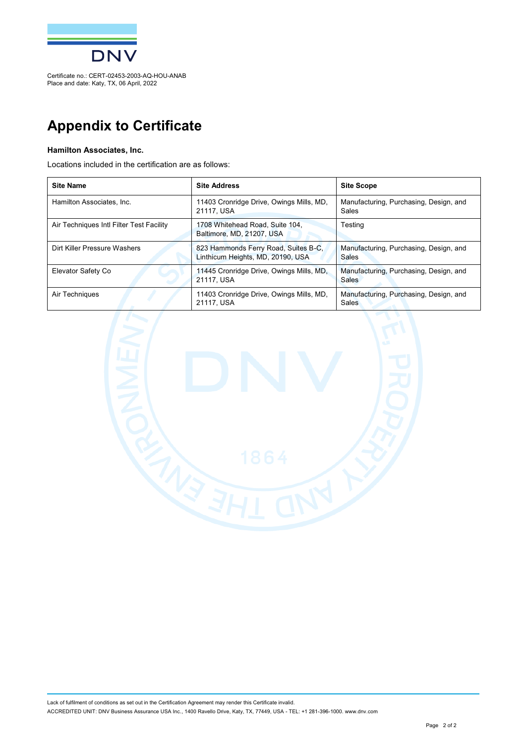Certificate no.: CERT-02453-2003-AQ-HOU-ANAB
Place and date: Katy, TX, 06 April, 2022

# Appendix to Certificate

**Hamilton Associates, Inc.**

Locations included in the certification are as follows:

| Site Name | Site Address | Site Scope |
|---|---|---|
| Hamilton Associates, Inc. | 11403 Cronridge Drive, Owings Mills, MD, 21117, USA | Manufacturing, Purchasing, Design, and Sales |
| Air Techniques Intl Filter Test Facility | 1708 Whitehead Road, Suite 104, Baltimore, MD, 21207, USA | Testing |
| Dirt Killer Pressure Washers | 823 Hammonds Ferry Road, Suites B-C, Linthicum Heights, MD, 20190, USA | Manufacturing, Purchasing, Design, and Sales |
| Elevator Safety Co | 11445 Cronridge Drive, Owings Mills, MD, 21117, USA | Manufacturing, Purchasing, Design, and Sales |
| Air Techniques | 11403 Cronridge Drive, Owings Mills, MD, 21117, USA | Manufacturing, Purchasing, Design, and Sales |

Lack of fulfilment of conditions as set out in the Certification Agreement may render this Certificate invalid.

ACCREDITED UNIT: DNV Business Assurance USA Inc., 1400 Ravello Drive, Katy, TX, 77449, USA - TEL: +1 281-396-1000. www.dnv.com